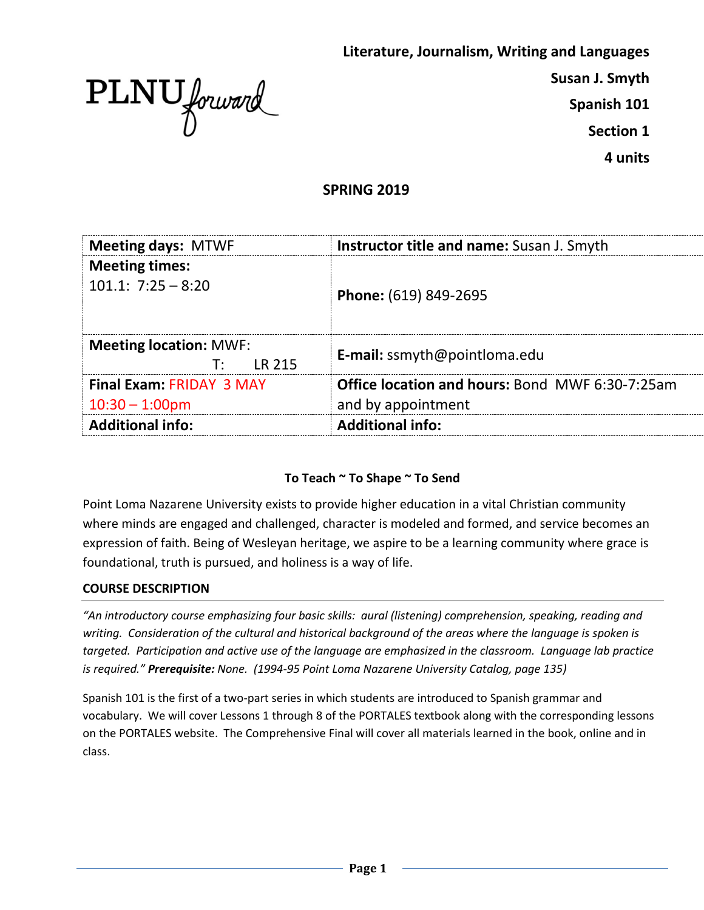PLNU forward

**Literature, Journalism, Writing and Languages**

**Susan J. Smyth**

**Spanish 101**

**Section 1**

**4 units**

**SPRING 2019**

| **Meeting days:** MTWF | **Instructor title and name:** Susan J. Smyth |
|---|---|
| **Meeting times:** 101.1: 7:25 – 8:20 | **Phone:** (619) 849-2695 |
| **Meeting location:** MWF: T: LR 215 | **E-mail:** ssmyth@pointloma.edu |
| **Final Exam:** FRIDAY 3 MAY 10:30 – 1:00pm | **Office location and hours:** Bond MWF 6:30-7:25am and by appointment |
| **Additional info:** | **Additional info:** |

**To Teach ~ To Shape ~ To Send**

Point Loma Nazarene University exists to provide higher education in a vital Christian community where minds are engaged and challenged, character is modeled and formed, and service becomes an expression of faith. Being of Wesleyan heritage, we aspire to be a learning community where grace is foundational, truth is pursued, and holiness is a way of life.

## COURSE DESCRIPTION

*"An introductory course emphasizing four basic skills: aural (listening) comprehension, speaking, reading and writing. Consideration of the cultural and historical background of the areas where the language is spoken is targeted. Participation and active use of the language are emphasized in the classroom. Language lab practice is required."* ***Prerequisite:*** *None. (1994-95 Point Loma Nazarene University Catalog, page 135)*

Spanish 101 is the first of a two-part series in which students are introduced to Spanish grammar and vocabulary. We will cover Lessons 1 through 8 of the PORTALES textbook along with the corresponding lessons on the PORTALES website. The Comprehensive Final will cover all materials learned in the book, online and in class.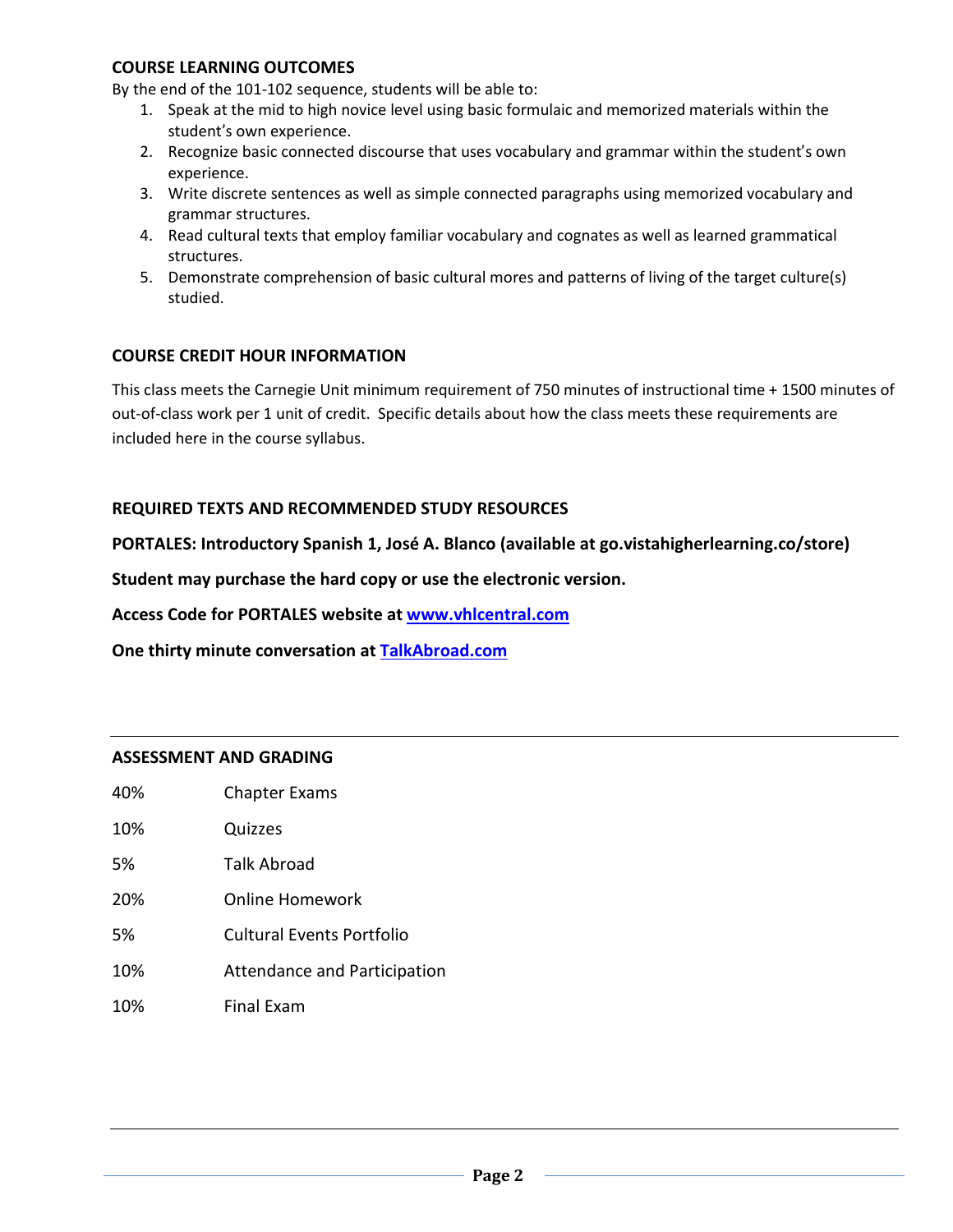## COURSE LEARNING OUTCOMES

By the end of the 101-102 sequence, students will be able to:

1. Speak at the mid to high novice level using basic formulaic and memorized materials within the student's own experience.
2. Recognize basic connected discourse that uses vocabulary and grammar within the student's own experience.
3. Write discrete sentences as well as simple connected paragraphs using memorized vocabulary and grammar structures.
4. Read cultural texts that employ familiar vocabulary and cognates as well as learned grammatical structures.
5. Demonstrate comprehension of basic cultural mores and patterns of living of the target culture(s) studied.

## COURSE CREDIT HOUR INFORMATION

This class meets the Carnegie Unit minimum requirement of 750 minutes of instructional time + 1500 minutes of out-of-class work per 1 unit of credit. Specific details about how the class meets these requirements are included here in the course syllabus.

## REQUIRED TEXTS AND RECOMMENDED STUDY RESOURCES

**PORTALES: Introductory Spanish 1, José A. Blanco (available at go.vistahigherlearning.co/store)**

**Student may purchase the hard copy or use the electronic version.**

**Access Code for PORTALES website at [www.vhlcentral.com](http://www.vhlcentral.com)**

**One thirty minute conversation at [TalkAbroad.com](http://TalkAbroad.com)**

---

## ASSESSMENT AND GRADING

| | |
|---|---|
| 40% | Chapter Exams |
| 10% | Quizzes |
| 5% | Talk Abroad |
| 20% | Online Homework |
| 5% | Cultural Events Portfolio |
| 10% | Attendance and Participation |
| 10% | Final Exam |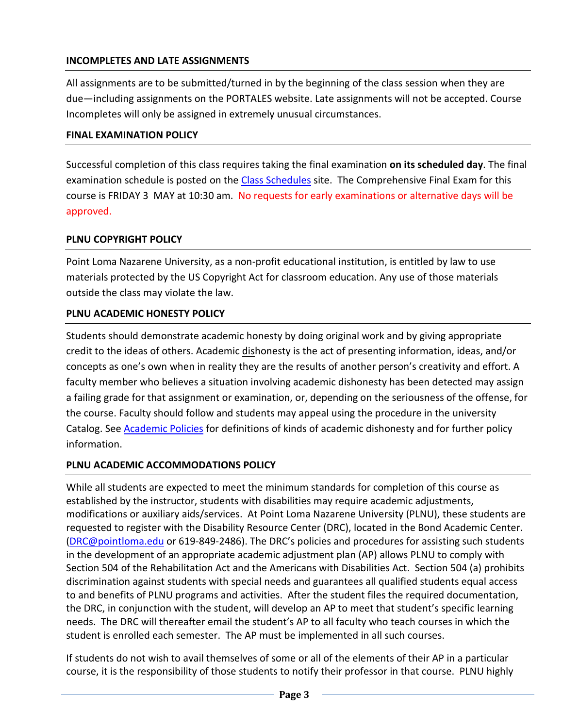**INCOMPLETES AND LATE ASSIGNMENTS**

All assignments are to be submitted/turned in by the beginning of the class session when they are due—including assignments on the PORTALES website. Late assignments will not be accepted. Course Incompletes will only be assigned in extremely unusual circumstances.

**FINAL EXAMINATION POLICY**

Successful completion of this class requires taking the final examination **on its scheduled day**. The final examination schedule is posted on the [Class Schedules]() site. The Comprehensive Final Exam for this course is FRIDAY 3 MAY at 10:30 am. No requests for early examinations or alternative days will be approved.

**PLNU COPYRIGHT POLICY**

Point Loma Nazarene University, as a non-profit educational institution, is entitled by law to use materials protected by the US Copyright Act for classroom education. Any use of those materials outside the class may violate the law.

**PLNU ACADEMIC HONESTY POLICY**

Students should demonstrate academic honesty by doing original work and by giving appropriate credit to the ideas of others. Academic <u>dis</u>honesty is the act of presenting information, ideas, and/or concepts as one's own when in reality they are the results of another person's creativity and effort. A faculty member who believes a situation involving academic dishonesty has been detected may assign a failing grade for that assignment or examination, or, depending on the seriousness of the offense, for the course. Faculty should follow and students may appeal using the procedure in the university Catalog. See [Academic Policies]() for definitions of kinds of academic dishonesty and for further policy information.

**PLNU ACADEMIC ACCOMMODATIONS POLICY**

While all students are expected to meet the minimum standards for completion of this course as established by the instructor, students with disabilities may require academic adjustments, modifications or auxiliary aids/services. At Point Loma Nazarene University (PLNU), these students are requested to register with the Disability Resource Center (DRC), located in the Bond Academic Center. ([DRC@pointloma.edu]() or 619-849-2486). The DRC's policies and procedures for assisting such students in the development of an appropriate academic adjustment plan (AP) allows PLNU to comply with Section 504 of the Rehabilitation Act and the Americans with Disabilities Act. Section 504 (a) prohibits discrimination against students with special needs and guarantees all qualified students equal access to and benefits of PLNU programs and activities. After the student files the required documentation, the DRC, in conjunction with the student, will develop an AP to meet that student's specific learning needs. The DRC will thereafter email the student's AP to all faculty who teach courses in which the student is enrolled each semester. The AP must be implemented in all such courses.

If students do not wish to avail themselves of some or all of the elements of their AP in a particular course, it is the responsibility of those students to notify their professor in that course. PLNU highly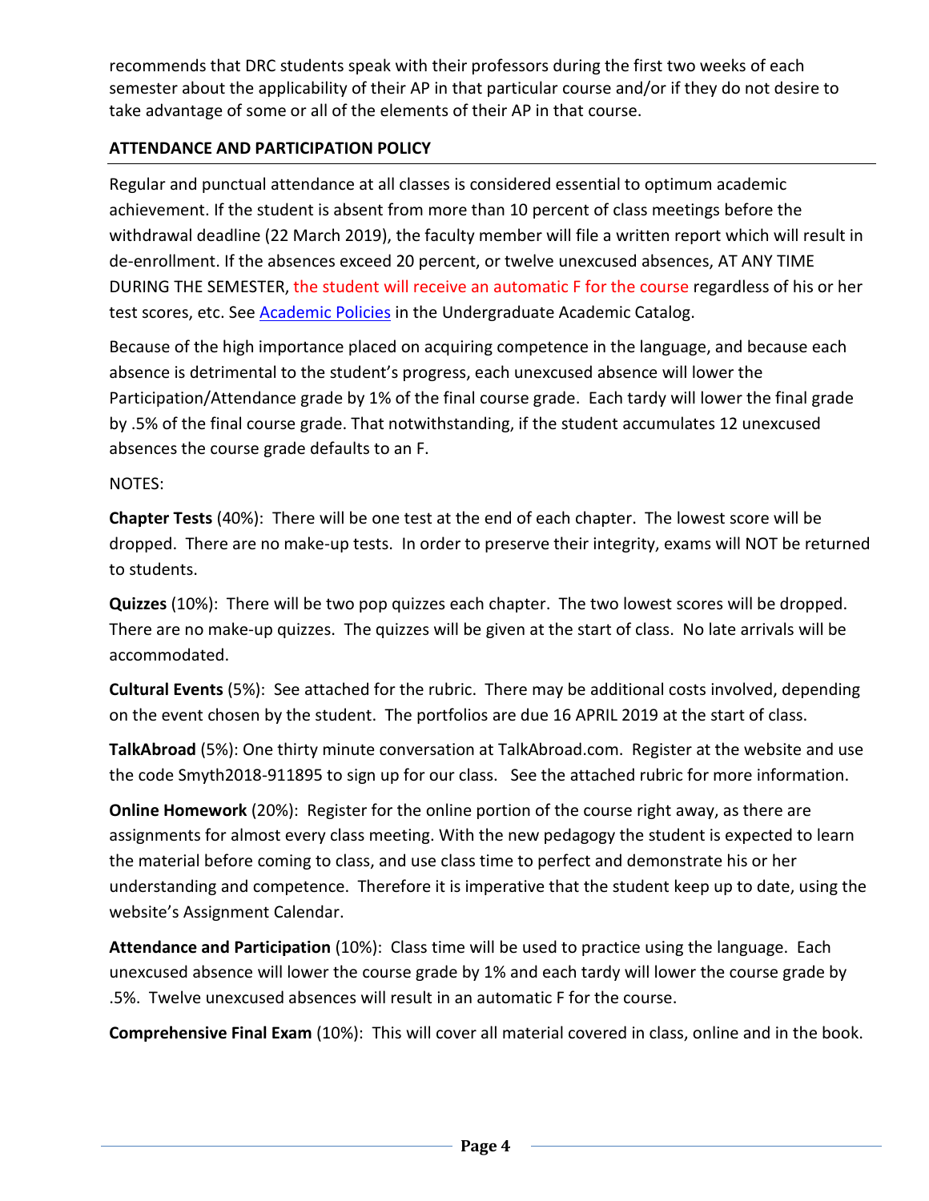recommends that DRC students speak with their professors during the first two weeks of each semester about the applicability of their AP in that particular course and/or if they do not desire to take advantage of some or all of the elements of their AP in that course.

## ATTENDANCE AND PARTICIPATION POLICY

Regular and punctual attendance at all classes is considered essential to optimum academic achievement. If the student is absent from more than 10 percent of class meetings before the withdrawal deadline (22 March 2019), the faculty member will file a written report which will result in de-enrollment. If the absences exceed 20 percent, or twelve unexcused absences, AT ANY TIME DURING THE SEMESTER, the student will receive an automatic F for the course regardless of his or her test scores, etc. See Academic Policies in the Undergraduate Academic Catalog.

Because of the high importance placed on acquiring competence in the language, and because each absence is detrimental to the student's progress, each unexcused absence will lower the Participation/Attendance grade by 1% of the final course grade. Each tardy will lower the final grade by .5% of the final course grade. That notwithstanding, if the student accumulates 12 unexcused absences the course grade defaults to an F.

NOTES:

**Chapter Tests** (40%): There will be one test at the end of each chapter. The lowest score will be dropped. There are no make-up tests. In order to preserve their integrity, exams will NOT be returned to students.

**Quizzes** (10%): There will be two pop quizzes each chapter. The two lowest scores will be dropped. There are no make-up quizzes. The quizzes will be given at the start of class. No late arrivals will be accommodated.

**Cultural Events** (5%): See attached for the rubric. There may be additional costs involved, depending on the event chosen by the student. The portfolios are due 16 APRIL 2019 at the start of class.

**TalkAbroad** (5%): One thirty minute conversation at TalkAbroad.com. Register at the website and use the code Smyth2018-911895 to sign up for our class. See the attached rubric for more information.

**Online Homework** (20%): Register for the online portion of the course right away, as there are assignments for almost every class meeting. With the new pedagogy the student is expected to learn the material before coming to class, and use class time to perfect and demonstrate his or her understanding and competence. Therefore it is imperative that the student keep up to date, using the website's Assignment Calendar.

**Attendance and Participation** (10%): Class time will be used to practice using the language. Each unexcused absence will lower the course grade by 1% and each tardy will lower the course grade by .5%. Twelve unexcused absences will result in an automatic F for the course.

**Comprehensive Final Exam** (10%): This will cover all material covered in class, online and in the book.